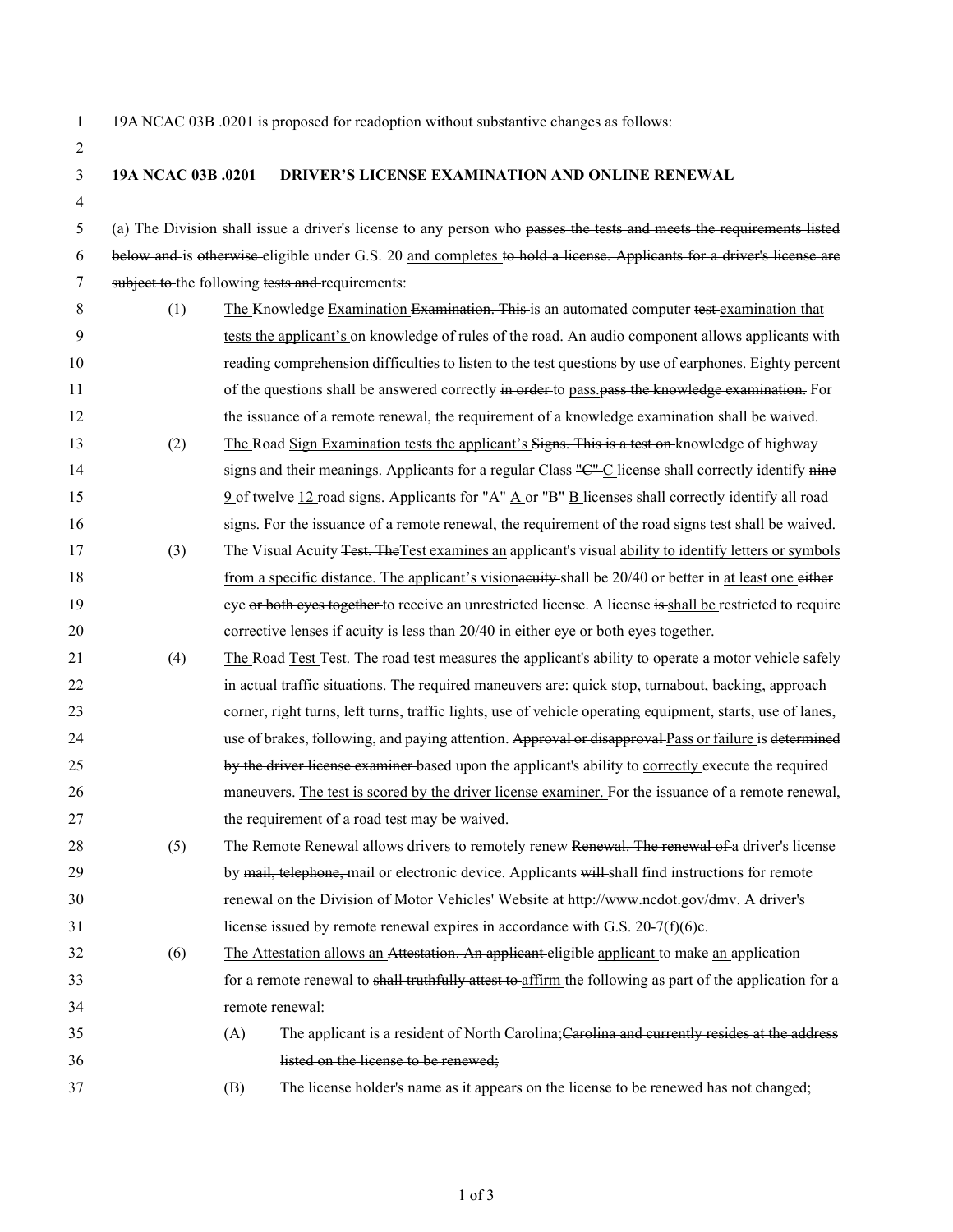19A NCAC 03B .0201 is proposed for readoption without substantive changes as follows:

**19A NCAC 03B .0201 DRIVER'S LICENSE EXAMINATION AND ONLINE RENEWAL**

(a) The Division shall issue a driver's license to any person who ~~passes the tests and meets the requirements listed below and~~ is ~~otherwise~~ eligible under G.S. 20 <u>and completes</u> ~~to hold a license. Applicants for a driver's license are subject to~~ the following ~~tests and~~ requirements:

(1) <u>The</u> Knowledge <u>Examination</u> ~~Examination. This~~ is an automated computer ~~test~~ <u>examination that tests the applicant's</u> ~~on~~ knowledge of rules of the road. An audio component allows applicants with reading comprehension difficulties to listen to the test questions by use of earphones. Eighty percent of the questions shall be answered correctly ~~in order~~ to <u>pass.</u>~~pass the knowledge examination.~~ For the issuance of a remote renewal, the requirement of a knowledge examination shall be waived.

(2) <u>The</u> Road <u>Sign Examination tests the applicant's</u> ~~Signs. This is a test on~~ knowledge of highway signs and their meanings. Applicants for a regular Class ~~"C"~~ <u>C</u> license shall correctly identify ~~nine~~ <u>9</u> of ~~twelve~~ <u>12</u> road signs. Applicants for ~~"A"~~ <u>A</u> or ~~"B"~~ <u>B</u> licenses shall correctly identify all road signs. For the issuance of a remote renewal, the requirement of the road signs test shall be waived.

(3) The Visual Acuity ~~Test. The~~<u>Test examines an</u> applicant's visual <u>ability to identify letters or symbols from a specific distance. The applicant's vision</u>~~acuity~~ shall be 20/40 or better in <u>at least one</u> ~~either~~ eye ~~or both eyes together~~ to receive an unrestricted license. A license ~~is~~ <u>shall be</u> restricted to require corrective lenses if acuity is less than 20/40 in either eye or both eyes together.

(4) <u>The</u> Road <u>Test</u> ~~Test. The road test~~ measures the applicant's ability to operate a motor vehicle safely in actual traffic situations. The required maneuvers are: quick stop, turnabout, backing, approach corner, right turns, left turns, traffic lights, use of vehicle operating equipment, starts, use of lanes, use of brakes, following, and paying attention. ~~Approval or disapproval~~ <u>Pass or failure</u> is ~~determined by the driver license examiner~~ based upon the applicant's ability to <u>correctly</u> execute the required maneuvers. <u>The test is scored by the driver license examiner.</u> For the issuance of a remote renewal, the requirement of a road test may be waived.

(5) <u>The</u> Remote <u>Renewal allows drivers to remotely renew</u> ~~Renewal. The renewal of~~ a driver's license by ~~mail, telephone,~~ <u>mail</u> or electronic device. Applicants ~~will~~ <u>shall</u> find instructions for remote renewal on the Division of Motor Vehicles' Website at http://www.ncdot.gov/dmv. A driver's license issued by remote renewal expires in accordance with G.S. 20-7(f)(6)c.

(6) <u>The</u> Attestation <u>allows an</u> ~~Attestation. An applicant~~ eligible <u>applicant</u> to make <u>an</u> application for a remote renewal to ~~shall truthfully attest to~~ <u>affirm</u> the following as part of the application for a remote renewal:

(A) The applicant is a resident of North <u>Carolina;</u>~~Carolina and currently resides at the address listed on the license to be renewed;~~

(B) The license holder's name as it appears on the license to be renewed has not changed;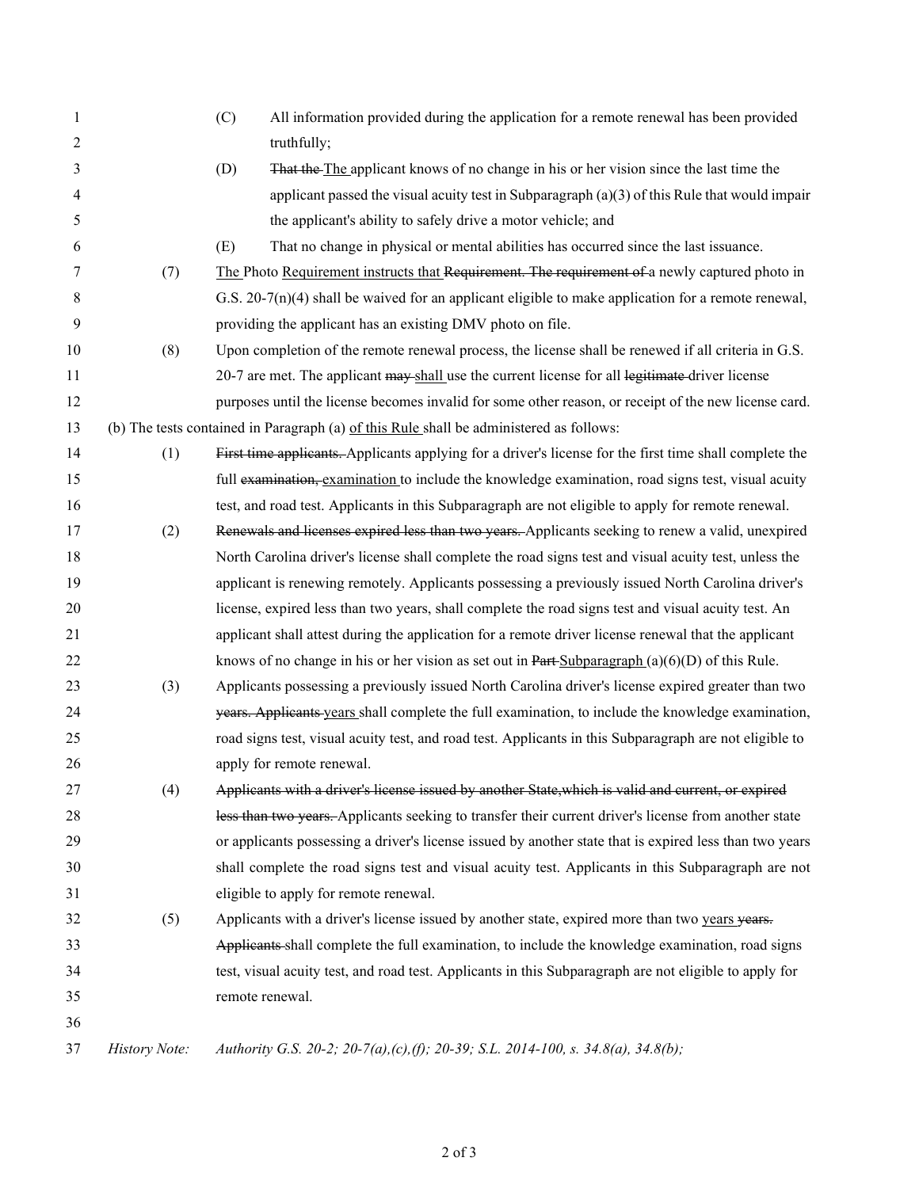(C) All information provided during the application for a remote renewal has been provided truthfully;

(D) ~~That the~~ The applicant knows of no change in his or her vision since the last time the applicant passed the visual acuity test in Subparagraph (a)(3) of this Rule that would impair the applicant's ability to safely drive a motor vehicle; and

(E) That no change in physical or mental abilities has occurred since the last issuance.

(7) The Photo Requirement instructs that ~~Requirement. The requirement of~~ a newly captured photo in G.S. 20-7(n)(4) shall be waived for an applicant eligible to make application for a remote renewal, providing the applicant has an existing DMV photo on file.

(8) Upon completion of the remote renewal process, the license shall be renewed if all criteria in G.S. 20-7 are met. The applicant ~~may~~ shall use the current license for all ~~legitimate~~ driver license purposes until the license becomes invalid for some other reason, or receipt of the new license card.

(b) The tests contained in Paragraph (a) of this Rule shall be administered as follows:

(1) ~~First time applicants.~~ Applicants applying for a driver's license for the first time shall complete the full ~~examination,~~ examination to include the knowledge examination, road signs test, visual acuity test, and road test. Applicants in this Subparagraph are not eligible to apply for remote renewal.

(2) ~~Renewals and licenses expired less than two years.~~ Applicants seeking to renew a valid, unexpired North Carolina driver's license shall complete the road signs test and visual acuity test, unless the applicant is renewing remotely. Applicants possessing a previously issued North Carolina driver's license, expired less than two years, shall complete the road signs test and visual acuity test. An applicant shall attest during the application for a remote driver license renewal that the applicant knows of no change in his or her vision as set out in ~~Part~~ Subparagraph (a)(6)(D) of this Rule.

(3) Applicants possessing a previously issued North Carolina driver's license expired greater than two ~~years. Applicants~~ years shall complete the full examination, to include the knowledge examination, road signs test, visual acuity test, and road test. Applicants in this Subparagraph are not eligible to apply for remote renewal.

(4) ~~Applicants with a driver's license issued by another State,which is valid and current, or expired less than two years.~~ Applicants seeking to transfer their current driver's license from another state or applicants possessing a driver's license issued by another state that is expired less than two years shall complete the road signs test and visual acuity test. Applicants in this Subparagraph are not eligible to apply for remote renewal.

(5) Applicants with a driver's license issued by another state, expired more than two years ~~years. Applicants~~ shall complete the full examination, to include the knowledge examination, road signs test, visual acuity test, and road test. Applicants in this Subparagraph are not eligible to apply for remote renewal.

*History Note: Authority G.S. 20-2; 20-7(a),(c),(f); 20-39; S.L. 2014-100, s. 34.8(a), 34.8(b);*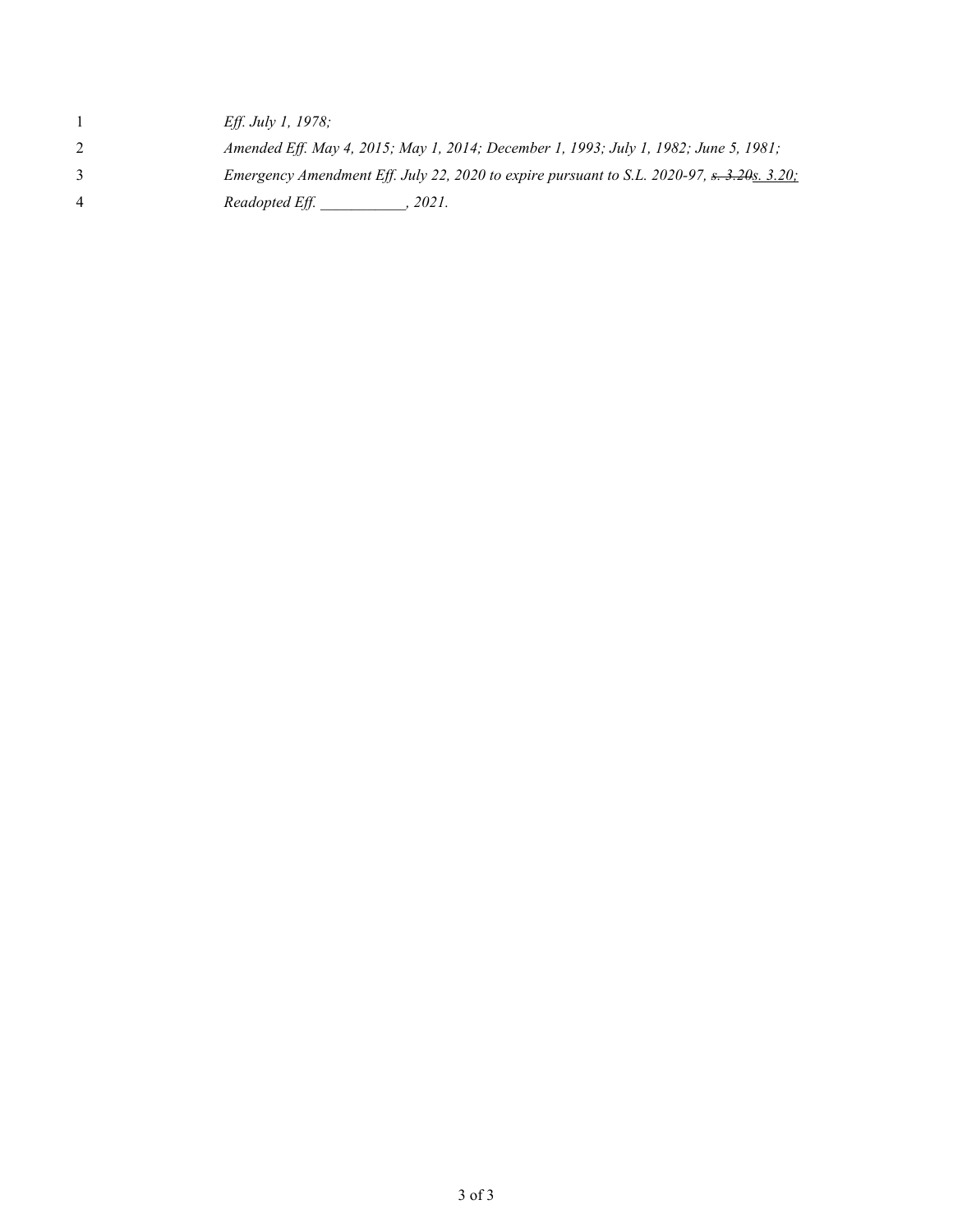*Eff. July 1, 1978;*

*Amended Eff. May 4, 2015; May 1, 2014; December 1, 1993; July 1, 1982; June 5, 1981;*

*Emergency Amendment Eff. July 22, 2020 to expire pursuant to S.L. 2020-97, ~~s. 3.20~~s. 3.20;*

*Readopted Eff. ___________, 2021.*